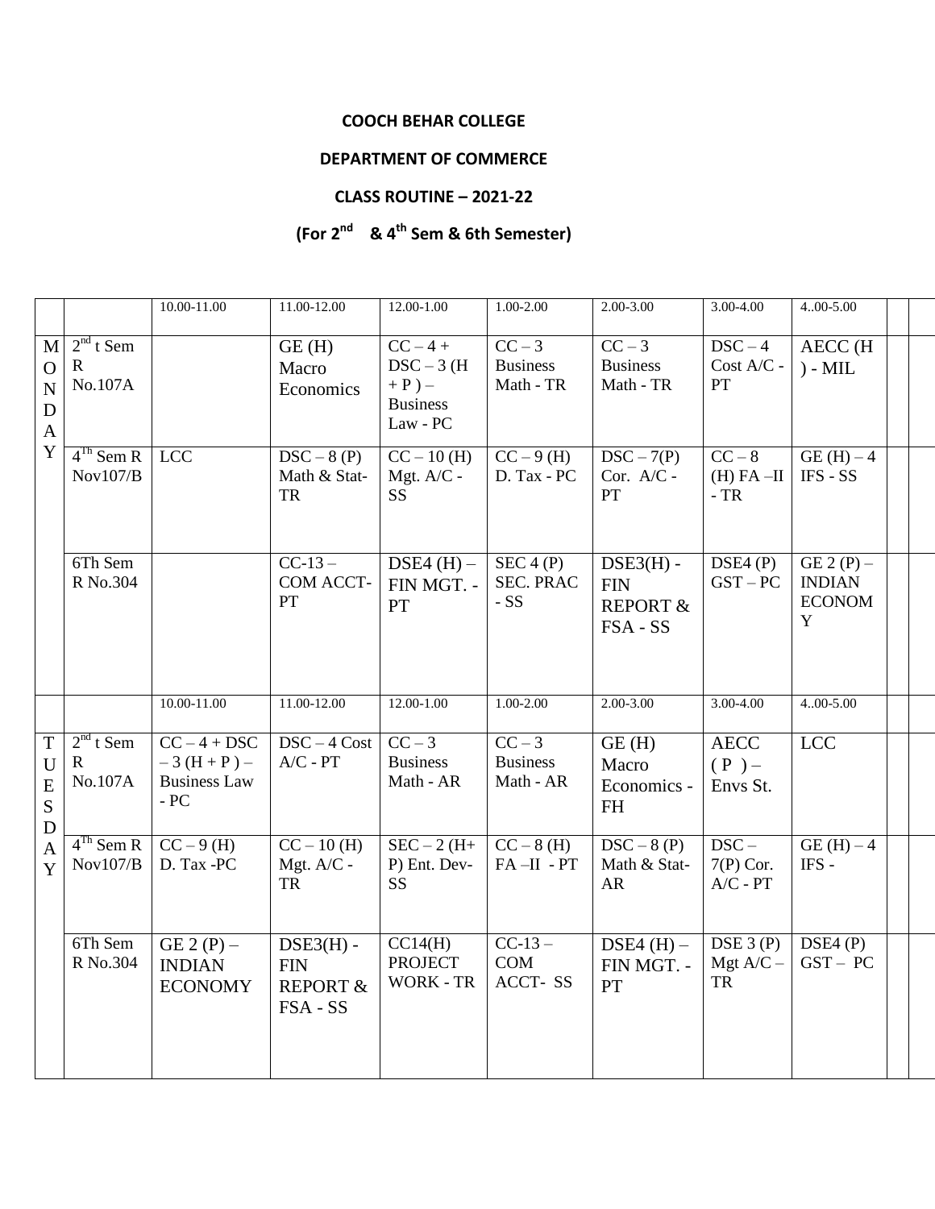**COOCH BEHAR COLLEGE**

**DEPARTMENT OF COMMERCE**

**CLASS ROUTINE – 2021-22**

**(For 2nd & 4th Sem & 6th Semester)**

| | | 10.00-11.00 | 11.00-12.00 | 12.00-1.00 | 1.00-2.00 | 2.00-3.00 | 3.00-4.00 | 4..00-5.00 | | |
|---|---|---|---|---|---|---|---|---|---|---|
| MONDAY | 2nd t Sem R No.107A | | GE (H) Macro Economics | CC – 4 + DSC – 3 (H + P ) – Business Law - PC | CC – 3 Business Math - TR | CC – 3 Business Math - TR | DSC – 4 Cost A/C - PT | AECC (H ) - MIL | | |
| | 4Th Sem R Nov107/B | LCC | DSC – 8 (P) Math & Stat- TR | CC – 10 (H) Mgt. A/C - SS | CC – 9 (H) D. Tax - PC | DSC – 7(P) Cor. A/C - PT | CC – 8 (H) FA –II - TR | GE (H) – 4 IFS - SS | | |
| | 6Th Sem R No.304 | | CC-13 – COM ACCT- PT | DSE4 (H) – FIN MGT. - PT | SEC 4 (P) SEC. PRAC - SS | DSE3(H) - FIN REPORT & FSA - SS | DSE4 (P) GST – PC | GE 2 (P) – INDIAN ECONOMY | | |
| | | 10.00-11.00 | 11.00-12.00 | 12.00-1.00 | 1.00-2.00 | 2.00-3.00 | 3.00-4.00 | 4..00-5.00 | | |
| TUESDAY | 2nd t Sem R No.107A | CC – 4 + DSC – 3 (H + P ) – Business Law - PC | DSC – 4 Cost A/C - PT | CC – 3 Business Math - AR | CC – 3 Business Math - AR | GE (H) Macro Economics - FH | AECC ( P ) – Envs St. | LCC | | |
| | 4Th Sem R Nov107/B | CC – 9 (H) D. Tax -PC | CC – 10 (H) Mgt. A/C - TR | SEC – 2 (H+ P) Ent. Dev- SS | CC – 8 (H) FA –II - PT | DSC – 8 (P) Math & Stat- AR | DSC – 7(P) Cor. A/C - PT | GE (H) – 4 IFS - | | |
| | 6Th Sem R No.304 | GE 2 (P) – INDIAN ECONOMY | DSE3(H) - FIN REPORT & FSA - SS | CC14(H) PROJECT WORK - TR | CC-13 – COM ACCT- SS | DSE4 (H) – FIN MGT. - PT | DSE 3 (P) Mgt A/C – TR | DSE4 (P) GST – PC | | |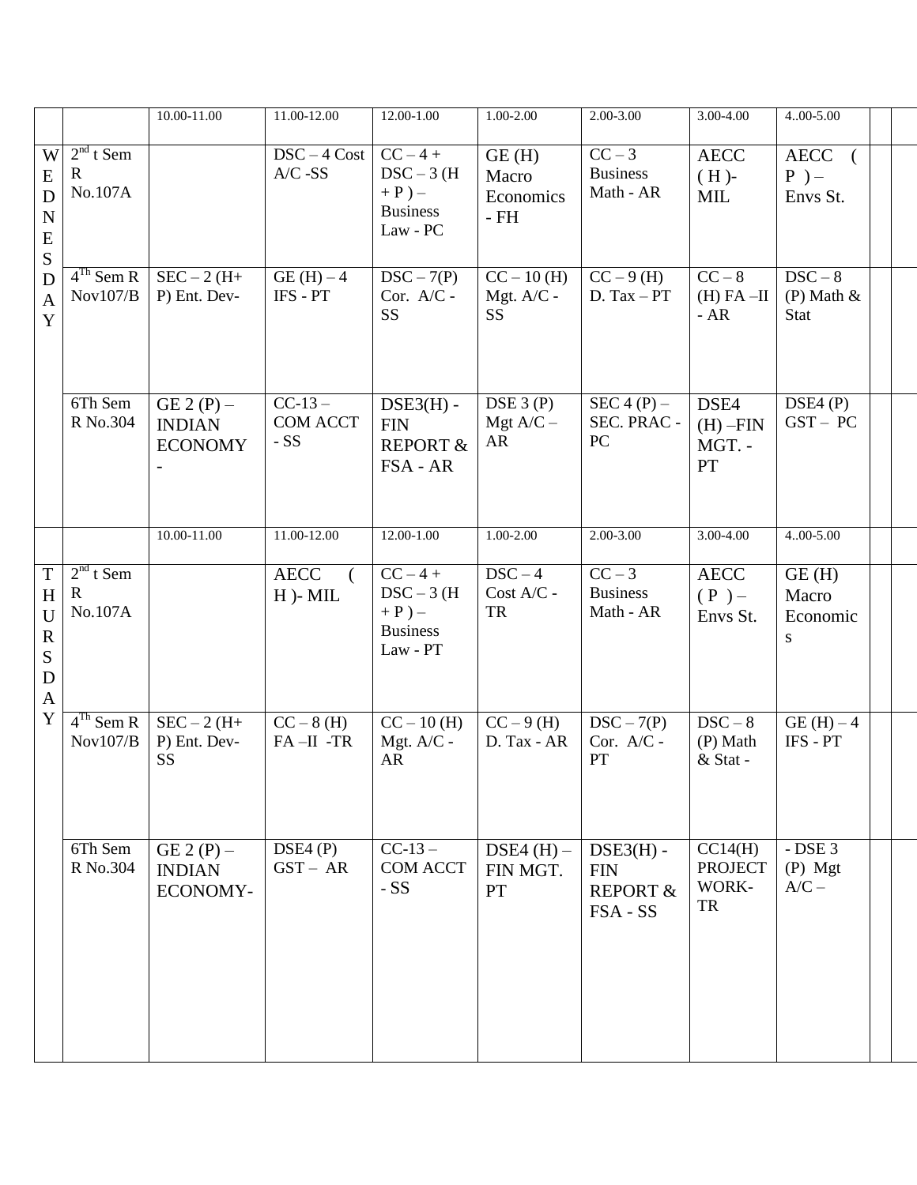| | | 10.00-11.00 | 11.00-12.00 | 12.00-1.00 | 1.00-2.00 | 2.00-3.00 | 3.00-4.00 | 4..00-5.00 | | |
|---|---|---|---|---|---|---|---|---|---|---|
| WEDNESDAY | 2nd t Sem R No.107A | | DSC – 4 Cost A/C -SS | CC – 4 + DSC – 3 (H + P ) – Business Law - PC | GE (H) Macro Economics - FH | CC – 3 Business Math - AR | AECC ( H )- MIL | AECC ( P ) – Envs St. | | |
| | 4Th Sem R Nov107/B | SEC – 2 (H+ P) Ent. Dev- | GE (H) – 4 IFS - PT | DSC – 7(P) Cor. A/C - SS | CC – 10 (H) Mgt. A/C - SS | CC – 9 (H) D. Tax – PT | CC – 8 (H) FA –II - AR | DSC – 8 (P) Math & Stat | | |
| | 6Th Sem R No.304 | GE 2 (P) – INDIAN ECONOMY - | CC-13 – COM ACCT - SS | DSE3(H) - FIN REPORT & FSA - AR | DSE 3 (P) Mgt A/C – AR | SEC 4 (P) – SEC. PRAC - PC | DSE4 (H) –FIN MGT. - PT | DSE4 (P) GST – PC | | |
| | | 10.00-11.00 | 11.00-12.00 | 12.00-1.00 | 1.00-2.00 | 2.00-3.00 | 3.00-4.00 | 4..00-5.00 | | |
| THURSDAY | 2nd t Sem R No.107A | | AECC ( H )- MIL | CC – 4 + DSC – 3 (H + P ) – Business Law - PT | DSC – 4 Cost A/C - TR | CC – 3 Business Math - AR | AECC ( P ) – Envs St. | GE (H) Macro Economics | | |
| | 4Th Sem R Nov107/B | SEC – 2 (H+ P) Ent. Dev- SS | CC – 8 (H) FA –II -TR | CC – 10 (H) Mgt. A/C - AR | CC – 9 (H) D. Tax - AR | DSC – 7(P) Cor. A/C - PT | DSC – 8 (P) Math & Stat - | GE (H) – 4 IFS - PT | | |
| | 6Th Sem R No.304 | GE 2 (P) – INDIAN ECONOMY- | DSE4 (P) GST – AR | CC-13 – COM ACCT - SS | DSE4 (H) – FIN MGT. PT | DSE3(H) - FIN REPORT & FSA - SS | CC14(H) PROJECT WORK- TR | - DSE 3 (P) Mgt A/C – | | |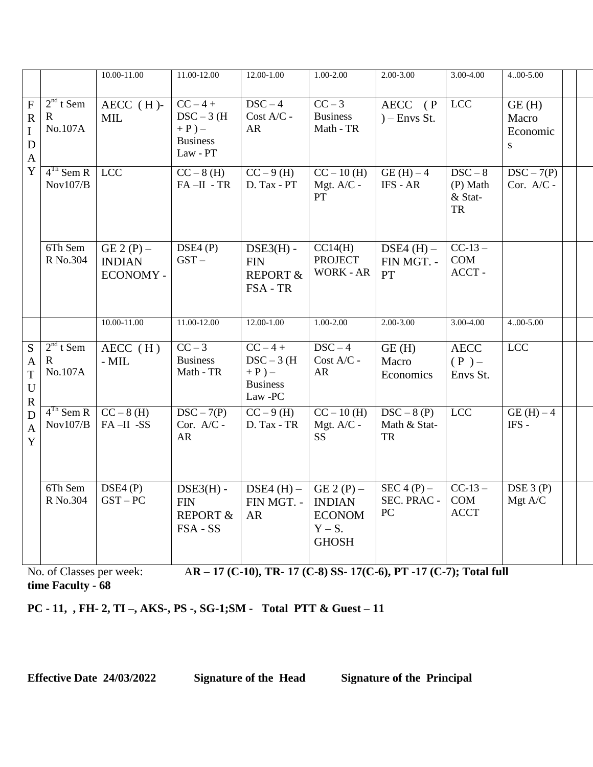| | | 10.00-11.00 | 11.00-12.00 | 12.00-1.00 | 1.00-2.00 | 2.00-3.00 | 3.00-4.00 | 4..00-5.00 | | |
|---|---|---|---|---|---|---|---|---|---|---|
| FRIDAY | 2nd t Sem R No.107A | AECC ( H )-MIL | CC – 4 + DSC – 3 (H + P ) – Business Law - PT | DSC – 4 Cost A/C - AR | CC – 3 Business Math - TR | AECC ( P ) – Envs St. | LCC | GE (H) Macro Economics | | |
| | 4Th Sem R Nov107/B | LCC | CC – 8 (H) FA –II - TR | CC – 9 (H) D. Tax - PT | CC – 10 (H) Mgt. A/C - PT | GE (H) – 4 IFS - AR | DSC – 8 (P) Math & Stat-TR | DSC – 7(P) Cor. A/C - | | |
| | 6Th Sem R No.304 | GE 2 (P) – INDIAN ECONOMY - | DSE4 (P) GST – | DSE3(H) - FIN REPORT & FSA - TR | CC14(H) PROJECT WORK - AR | DSE4 (H) – FIN MGT. - PT | CC-13 – COM ACCT - | | | |
| | | 10.00-11.00 | 11.00-12.00 | 12.00-1.00 | 1.00-2.00 | 2.00-3.00 | 3.00-4.00 | 4..00-5.00 | | |
| SATURDAY | 2nd t Sem R No.107A | AECC ( H ) - MIL | CC – 3 Business Math - TR | CC – 4 + DSC – 3 (H + P ) – Business Law -PC | DSC – 4 Cost A/C - AR | GE (H) Macro Economics | AECC ( P ) – Envs St. | LCC | | |
| | 4Th Sem R Nov107/B | CC – 8 (H) FA –II -SS | DSC – 7(P) Cor. A/C - AR | CC – 9 (H) D. Tax - TR | CC – 10 (H) Mgt. A/C - SS | DSC – 8 (P) Math & Stat-TR | LCC | GE (H) – 4 IFS - | | |
| | 6Th Sem R No.304 | DSE4 (P) GST – PC | DSE3(H) - FIN REPORT & FSA - SS | DSE4 (H) – FIN MGT. - AR | GE 2 (P) – INDIAN ECONOMY – S. GHOSH | SEC 4 (P) – SEC. PRAC - PC | CC-13 – COM ACCT | DSE 3 (P) Mgt A/C | | |

No. of Classes per week: **AR – 17 (C-10), TR- 17 (C-8) SS- 17(C-6), PT -17 (C-7); Total full time Faculty - 68**

**PC - 11, , FH- 2, TI –, AKS-, PS -, SG-1;SM - Total PTT & Guest – 11**

**Effective Date 24/03/2022 Signature of the Head Signature of the Principal**